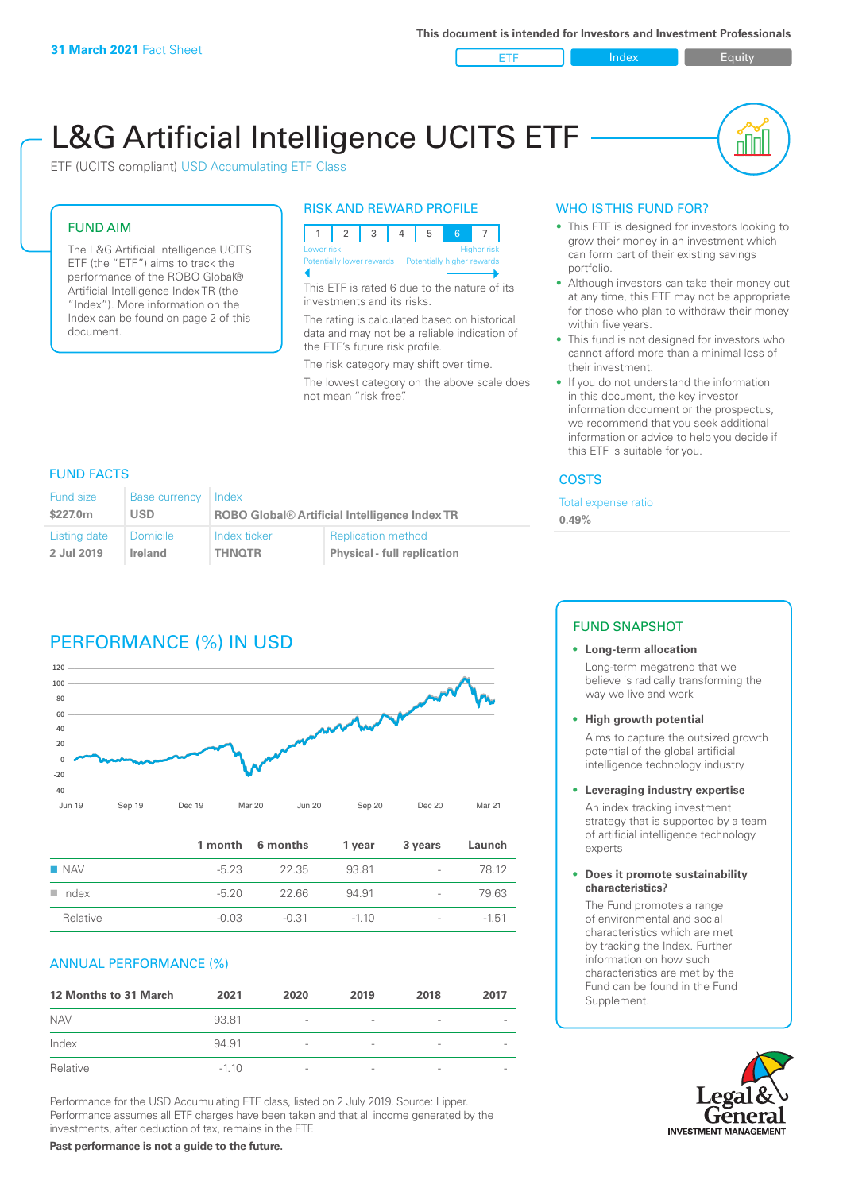**31 March 2021** Fact Sheet

This document is intended for Investors and Investment Professionals

ETF | Index | Equity

# L&G Artificial Intelligence UCITS ETF

ETF (UCITS compliant) USD Accumulating ETF Class

## FUND AIM

The L&G Artificial Intelligence UCITS ETF (the "ETF") aims to track the performance of the ROBO Global® Artificial Intelligence Index TR (the "Index"). More information on the Index can be found on page 2 of this document.

## RISK AND REWARD PROFILE

| 1 | 2 | 3 | 4 | 5 | **6** | 7 |
|---|---|---|---|---|---|---|

Lower risk — Higher risk
Potentially lower rewards — Potentially higher rewards

This ETF is rated 6 due to the nature of its investments and its risks.

The rating is calculated based on historical data and may not be a reliable indication of the ETF's future risk profile.

The risk category may shift over time.

The lowest category on the above scale does not mean "risk free".

## WHO IS THIS FUND FOR?

- This ETF is designed for investors looking to grow their money in an investment which can form part of their existing savings portfolio.
- Although investors can take their money out at any time, this ETF may not be appropriate for those who plan to withdraw their money within five years.
- This fund is not designed for investors who cannot afford more than a minimal loss of their investment.
- If you do not understand the information in this document, the key investor information document or the prospectus, we recommend that you seek additional information or advice to help you decide if this ETF is suitable for you.

## FUND FACTS

| Fund size | Base currency | Index | |
|---|---|---|---|
| **$227.0m** | **USD** | **ROBO Global® Artificial Intelligence Index TR** | |
| **Listing date** | **Domicile** | **Index ticker** | **Replication method** |
| **2 Jul 2019** | **Ireland** | **THNQTR** | **Physical - full replication** |

## COSTS

Total expense ratio

**0.49%**

## PERFORMANCE (%) IN USD

|  | 1 month | 6 months | 1 year | 3 years | Launch |
|---|---|---|---|---|---|
| NAV | -5.23 | 22.35 | 93.81 | - | 78.12 |
| Index | -5.20 | 22.66 | 94.91 | - | 79.63 |
| Relative | -0.03 | -0.31 | -1.10 | - | -1.51 |

## ANNUAL PERFORMANCE (%)

| 12 Months to 31 March | 2021 | 2020 | 2019 | 2018 | 2017 |
|---|---|---|---|---|---|
| NAV | 93.81 | - | - | - | - |
| Index | 94.91 | - | - | - | - |
| Relative | -1.10 | - | - | - | - |

Performance for the USD Accumulating ETF class, listed on 2 July 2019. Source: Lipper. Performance assumes all ETF charges have been taken and that all income generated by the investments, after deduction of tax, remains in the ETF.

**Past performance is not a guide to the future.**

## FUND SNAPSHOT

- **Long-term allocation**
  Long-term megatrend that we believe is radically transforming the way we live and work
- **High growth potential**
  Aims to capture the outsized growth potential of the global artificial intelligence technology industry
- **Leveraging industry expertise**
  An index tracking investment strategy that is supported by a team of artificial intelligence technology experts
- **Does it promote sustainability characteristics?**
  The Fund promotes a range of environmental and social characteristics which are met by tracking the Index. Further information on how such characteristics are met by the Fund can be found in the Fund Supplement.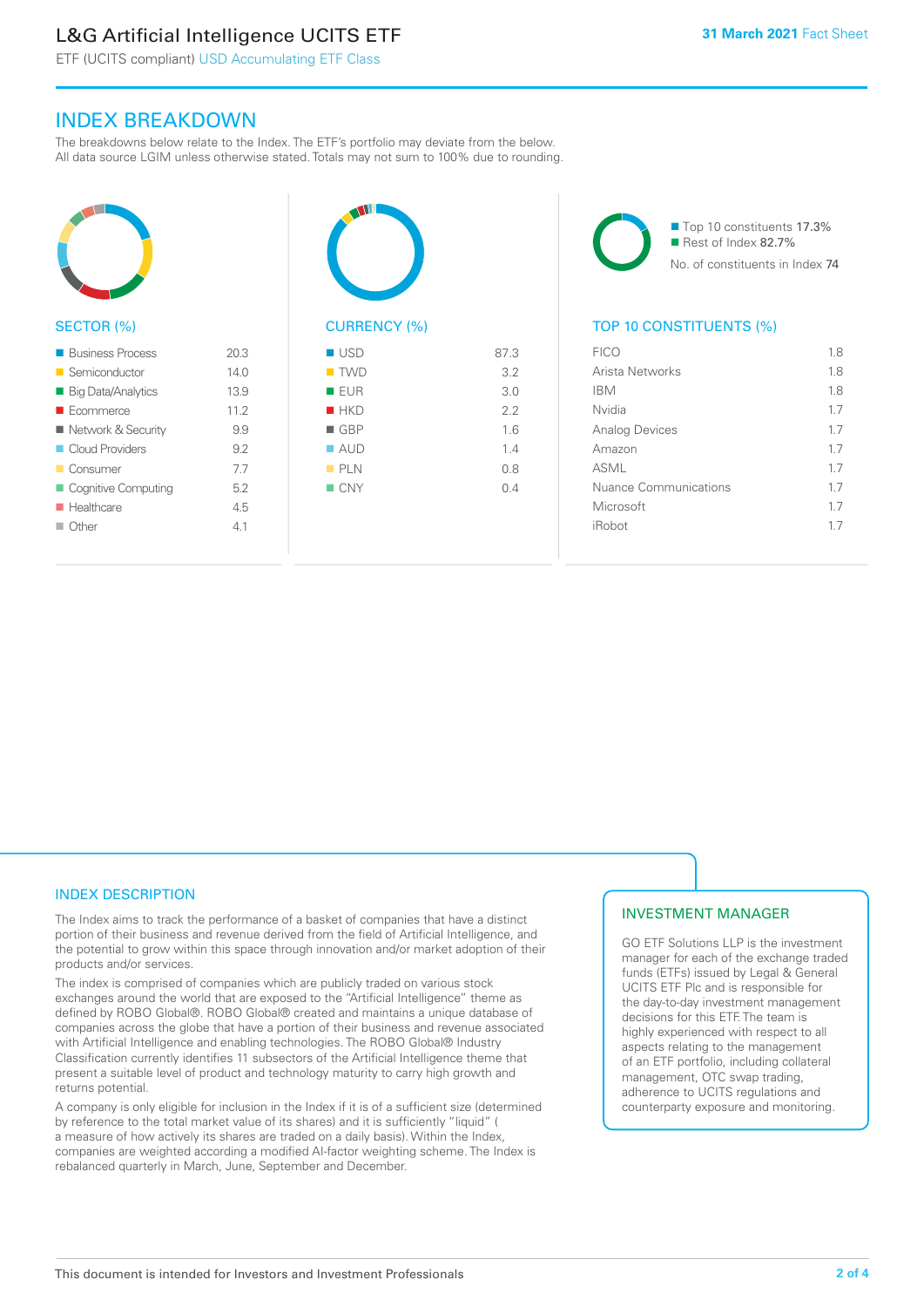# L&G Artificial Intelligence UCITS ETF

ETF (UCITS compliant) USD Accumulating ETF Class

31 March 2021 Fact Sheet

## INDEX BREAKDOWN

The breakdowns below relate to the Index. The ETF's portfolio may deviate from the below. All data source LGIM unless otherwise stated. Totals may not sum to 100% due to rounding.

### SECTOR (%)

| Sector | % |
|---|---|
| Business Process | 20.3 |
| Semiconductor | 14.0 |
| Big Data/Analytics | 13.9 |
| Ecommerce | 11.2 |
| Network & Security | 9.9 |
| Cloud Providers | 9.2 |
| Consumer | 7.7 |
| Cognitive Computing | 5.2 |
| Healthcare | 4.5 |
| Other | 4.1 |

### CURRENCY (%)

| Currency | % |
|---|---|
| USD | 87.3 |
| TWD | 3.2 |
| EUR | 3.0 |
| HKD | 2.2 |
| GBP | 1.6 |
| AUD | 1.4 |
| PLN | 0.8 |
| CNY | 0.4 |

Top 10 constituents 17.3%
Rest of Index 82.7%
No. of constituents in Index 74

### TOP 10 CONSTITUENTS (%)

| Constituent | % |
|---|---|
| FICO | 1.8 |
| Arista Networks | 1.8 |
| IBM | 1.8 |
| Nvidia | 1.7 |
| Analog Devices | 1.7 |
| Amazon | 1.7 |
| ASML | 1.7 |
| Nuance Communications | 1.7 |
| Microsoft | 1.7 |
| iRobot | 1.7 |

## INDEX DESCRIPTION

The Index aims to track the performance of a basket of companies that have a distinct portion of their business and revenue derived from the field of Artificial Intelligence, and the potential to grow within this space through innovation and/or market adoption of their products and/or services.

The index is comprised of companies which are publicly traded on various stock exchanges around the world that are exposed to the "Artificial Intelligence" theme as defined by ROBO Global®. ROBO Global® created and maintains a unique database of companies across the globe that have a portion of their business and revenue associated with Artificial Intelligence and enabling technologies. The ROBO Global® Industry Classification currently identifies 11 subsectors of the Artificial Intelligence theme that present a suitable level of product and technology maturity to carry high growth and returns potential.

A company is only eligible for inclusion in the Index if it is of a sufficient size (determined by reference to the total market value of its shares) and it is sufficiently "liquid" ( a measure of how actively its shares are traded on a daily basis). Within the Index, companies are weighted according a modified AI-factor weighting scheme. The Index is rebalanced quarterly in March, June, September and December.

## INVESTMENT MANAGER

GO ETF Solutions LLP is the investment manager for each of the exchange traded funds (ETFs) issued by Legal & General UCITS ETF Plc and is responsible for the day-to-day investment management decisions for this ETF. The team is highly experienced with respect to all aspects relating to the management of an ETF portfolio, including collateral management, OTC swap trading, adherence to UCITS regulations and counterparty exposure and monitoring.

This document is intended for Investors and Investment Professionals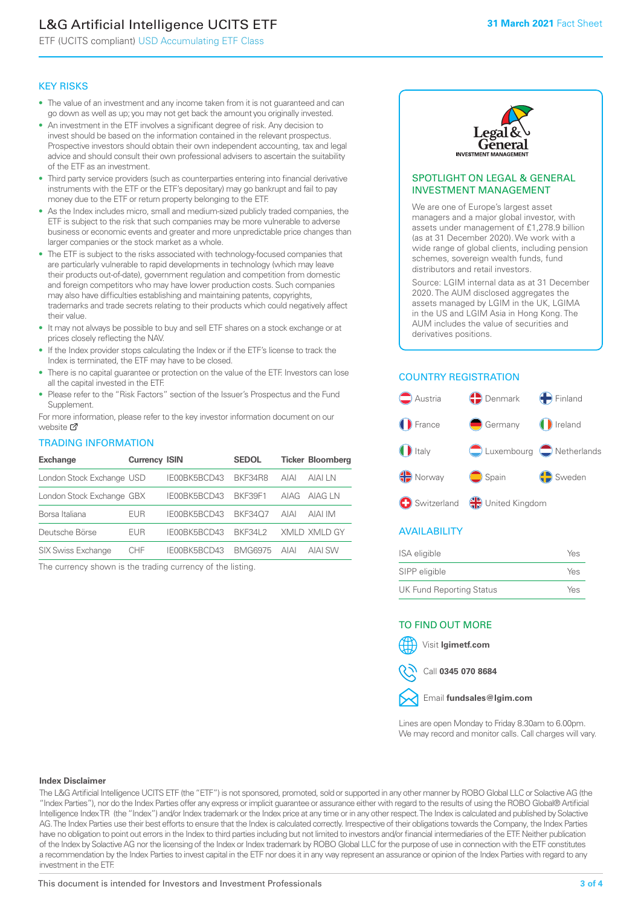# L&G Artificial Intelligence UCITS ETF

ETF (UCITS compliant) USD Accumulating ETF Class

31 March 2021 Fact Sheet

## KEY RISKS

- The value of an investment and any income taken from it is not guaranteed and can go down as well as up; you may not get back the amount you originally invested.
- An investment in the ETF involves a significant degree of risk. Any decision to invest should be based on the information contained in the relevant prospectus. Prospective investors should obtain their own independent accounting, tax and legal advice and should consult their own professional advisers to ascertain the suitability of the ETF as an investment.
- Third party service providers (such as counterparties entering into financial derivative instruments with the ETF or the ETF's depositary) may go bankrupt and fail to pay money due to the ETF or return property belonging to the ETF.
- As the Index includes micro, small and medium-sized publicly traded companies, the ETF is subject to the risk that such companies may be more vulnerable to adverse business or economic events and greater and more unpredictable price changes than larger companies or the stock market as a whole.
- The ETF is subject to the risks associated with technology-focused companies that are particularly vulnerable to rapid developments in technology (which may leave their products out-of-date), government regulation and competition from domestic and foreign competitors who may have lower production costs. Such companies may also have difficulties establishing and maintaining patents, copyrights, trademarks and trade secrets relating to their products which could negatively affect their value.
- It may not always be possible to buy and sell ETF shares on a stock exchange or at prices closely reflecting the NAV.
- If the Index provider stops calculating the Index or if the ETF's license to track the Index is terminated, the ETF may have to be closed.
- There is no capital guarantee or protection on the value of the ETF. Investors can lose all the capital invested in the ETF.
- Please refer to the "Risk Factors" section of the Issuer's Prospectus and the Fund Supplement.

For more information, please refer to the key investor information document on our website

## TRADING INFORMATION

| Exchange | Currency | ISIN | SEDOL | Ticker | Bloomberg |
|---|---|---|---|---|---|
| London Stock Exchange | USD | IE00BK5BCD43 | BKF34R8 | AIAI | AIAI LN |
| London Stock Exchange | GBX | IE00BK5BCD43 | BKF39F1 | AIAG | AIAG LN |
| Borsa Italiana | EUR | IE00BK5BCD43 | BKF34Q7 | AIAI | AIAI IM |
| Deutsche Börse | EUR | IE00BK5BCD43 | BKF34L2 | XMLD | XMLD GY |
| SIX Swiss Exchange | CHF | IE00BK5BCD43 | BMG6975 | AIAI | AIAI SW |

The currency shown is the trading currency of the listing.

## SPOTLIGHT ON LEGAL & GENERAL INVESTMENT MANAGEMENT

We are one of Europe's largest asset managers and a major global investor, with assets under management of £1,278.9 billion (as at 31 December 2020). We work with a wide range of global clients, including pension schemes, sovereign wealth funds, fund distributors and retail investors.

Source: LGIM internal data as at 31 December 2020. The AUM disclosed aggregates the assets managed by LGIM in the UK, LGIMA in the US and LGIM Asia in Hong Kong. The AUM includes the value of securities and derivatives positions.

## COUNTRY REGISTRATION

Austria, Denmark, Finland, France, Germany, Ireland, Italy, Luxembourg, Netherlands, Norway, Spain, Sweden, Switzerland, United Kingdom

## AVAILABILITY

| | |
|---|---|
| ISA eligible | Yes |
| SIPP eligible | Yes |
| UK Fund Reporting Status | Yes |

## TO FIND OUT MORE

Visit **lgimetf.com**

Call **0345 070 8684**

Email **fundsales@lgim.com**

Lines are open Monday to Friday 8.30am to 6.00pm. We may record and monitor calls. Call charges will vary.

### Index Disclaimer

The L&G Artificial Intelligence UCITS ETF (the "ETF") is not sponsored, promoted, sold or supported in any other manner by ROBO Global LLC or Solactive AG (the "Index Parties"), nor do the Index Parties offer any express or implicit guarantee or assurance either with regard to the results of using the ROBO Global® Artificial Intelligence Index TR (the "Index") and/or Index trademark or the Index price at any time or in any other respect. The Index is calculated and published by Solactive AG. The Index Parties use their best efforts to ensure that the Index is calculated correctly. Irrespective of their obligations towards the Company, the Index Parties have no obligation to point out errors in the Index to third parties including but not limited to investors and/or financial intermediaries of the ETF. Neither publication of the Index by Solactive AG nor the licensing of the Index or Index trademark by ROBO Global LLC for the purpose of use in connection with the ETF constitutes a recommendation by the Index Parties to invest capital in the ETF nor does it in any way represent an assurance or opinion of the Index Parties with regard to any investment in the ETF.

This document is intended for Investors and Investment Professionals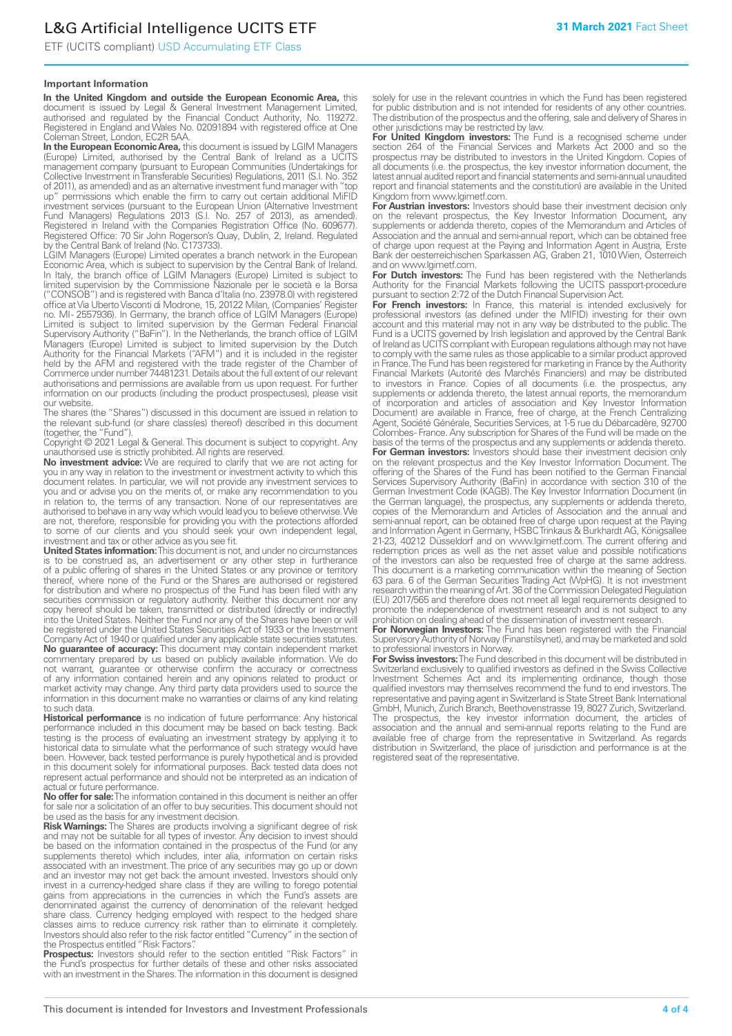## Important Information

**In the United Kingdom and outside the European Economic Area,** this document is issued by Legal & General Investment Management Limited, authorised and regulated by the Financial Conduct Authority, No. 119272. Registered in England and Wales No. 02091894 with registered office at One Coleman Street, London, EC2R 5AA.

**In the European Economic Area,** this document is issued by LGIM Managers (Europe) Limited, authorised by the Central Bank of Ireland as a UCITS management company (pursuant to European Communities (Undertakings for Collective Investment in Transferable Securities) Regulations, 2011 (S.I. No. 352 of 2011), as amended) and as an alternative investment fund manager with "top up" permissions which enable the firm to carry out certain additional MiFID investment services (pursuant to the European Union (Alternative Investment Fund Managers) Regulations 2013 (S.I. No. 257 of 2013), as amended). Registered in Ireland with the Companies Registration Office (No. 609677). Registered Office: 70 Sir John Rogerson's Quay, Dublin, 2, Ireland. Regulated by the Central Bank of Ireland (No. C173733).

LGIM Managers (Europe) Limited operates a branch network in the European Economic Area, which is subject to supervision by the Central Bank of Ireland. In Italy, the branch office of LGIM Managers (Europe) Limited is subject to limited supervision by the Commissione Nazionale per le società e la Borsa ("CONSOB") and is registered with Banca d'Italia (no. 23978.0) with registered office at Via Uberto Visconti di Modrone, 15, 20122 Milan, (Companies' Register no. MI - 2557936). In Germany, the branch office of LGIM Managers (Europe) Limited is subject to limited supervision by the German Federal Financial Supervisory Authority ("BaFin"). In the Netherlands, the branch office of LGIM Managers (Europe) Limited is subject to limited supervision by the Dutch Authority for the Financial Markets ("AFM") and it is included in the register held by the AFM and registered with the trade register of the Chamber of Commerce under number 74481231. Details about the full extent of our relevant authorisations and permissions are available from us upon request. For further information on our products (including the product prospectuses), please visit our website.

The shares (the "Shares") discussed in this document are issued in relation to the relevant sub-fund (or share class(es) thereof) described in this document (together, the "Fund").

Copyright © 2021 Legal & General. This document is subject to copyright. Any unauthorised use is strictly prohibited. All rights are reserved.

**No investment advice:** We are required to clarify that we are not acting for you in any way in relation to the investment or investment activity to which this document relates. In particular, we will not provide any investment services to you and or advise you on the merits of, or make any recommendation to you in relation to, the terms of any transaction. None of our representatives are authorised to behave in any way which would lead you to believe otherwise. We are not, therefore, responsible for providing you with the protections afforded to some of our clients and you should seek your own independent legal, investment and tax or other advice as you see fit.

**United States information:** This document is not, and under no circumstances is to be construed as, an advertisement or any other step in furtherance of a public offering of shares in the United States or any province or territory thereof, where none of the Fund or the Shares are authorised or registered for distribution and where no prospectus of the Fund has been filed with any securities commission or regulatory authority. Neither this document nor any copy hereof should be taken, transmitted or distributed (directly or indirectly) into the United States. Neither the Fund nor any of the Shares have been or will be registered under the United States Securities Act of 1933 or the Investment Company Act of 1940 or qualified under any applicable state securities statutes.

**No guarantee of accuracy:** This document may contain independent market commentary prepared by us based on publicly available information. We do not warrant, guarantee or otherwise confirm the accuracy or correctness of any information contained herein and any opinions related to product or market activity may change. Any third party data providers used to source the information in this document make no warranties or claims of any kind relating to such data.

**Historical performance** is no indication of future performance: Any historical performance included in this document may be based on back testing. Back testing is the process of evaluating an investment strategy by applying it to historical data to simulate what the performance of such strategy would have been. However, back tested performance is purely hypothetical and is provided in this document solely for informational purposes. Back tested data does not represent actual performance and should not be interpreted as an indication of actual or future performance.

**No offer for sale:** The information contained in this document is neither an offer for sale nor a solicitation of an offer to buy securities. This document should not be used as the basis for any investment decision.

**Risk Warnings:** The Shares are products involving a significant degree of risk and may not be suitable for all types of investor. Any decision to invest should be based on the information contained in the prospectus of the Fund (or any supplements thereto) which includes, inter alia, information on certain risks associated with an investment. The price of any securities may go up or down and an investor may not get back the amount invested. Investors should only invest in a currency-hedged share class if they are willing to forego potential gains from appreciations in the currencies in which the Fund's assets are denominated against the currency of denomination of the relevant hedged share class. Currency hedging employed with respect to the hedged share classes aims to reduce currency risk rather than to eliminate it completely. Investors should also refer to the risk factor entitled "Currency" in the section of the Prospectus entitled "Risk Factors".

**Prospectus:** Investors should refer to the section entitled "Risk Factors" in the Fund's prospectus for further details of these and other risks associated with an investment in the Shares. The information in this document is designed solely for use in the relevant countries in which the Fund has been registered for public distribution and is not intended for residents of any other countries. The distribution of the prospectus and the offering, sale and delivery of Shares in other jurisdictions may be restricted by law.

**For United Kingdom investors:** The Fund is a recognised scheme under section 264 of the Financial Services and Markets Act 2000 and so the prospectus may be distributed to investors in the United Kingdom. Copies of all documents (i.e. the prospectus, the key investor information document, the latest annual audited report and financial statements and semi-annual unaudited report and financial statements and the constitution) are available in the United Kingdom from www.lgimetf.com.

**For Austrian investors:** Investors should base their investment decision only on the relevant prospectus, the Key Investor Information Document, any supplements or addenda thereto, copies of the Memorandum and Articles of Association and the annual and semi-annual report, which can be obtained free of charge upon request at the Paying and Information Agent in Austria, Erste Bank der oesterreichischen Sparkassen AG, Graben 21, 1010 Wien, Österreich and on www.lgimetf.com.

**For Dutch investors:** The Fund has been registered with the Netherlands Authority for the Financial Markets following the UCITS passport-procedure pursuant to section 2:72 of the Dutch Financial Supervision Act.

**For French investors:** In France, this material is intended exclusively for professional investors (as defined under the MIFID) investing for their own account and this material may not in any way be distributed to the public. The Fund is a UCITS governed by Irish legislation and approved by the Central Bank of Ireland as UCITS compliant with European regulations although may not have to comply with the same rules as those applicable to a similar product approved in France. The Fund has been registered for marketing in France by the Authority Financial Markets (Autorité des Marchés Financiers) and may be distributed to investors in France. Copies of all documents (i.e. the prospectus, any supplements or addenda thereto, the latest annual reports, the memorandum of incorporation and articles of association and Key Investor Information Document) are available in France, free of charge at the French Centralizing Agent, Société Générale, Securities Services, at 1-5 rue du Débarcadère, 92700 Colombes- France. Any subscription for Shares of the Fund will be made on the basis of the terms of the prospectus and any supplements or addenda thereto.

**For German investors:** Investors should base their investment decision only on the relevant prospectus and the Key Investor Information Document. The offering of the Shares of the Fund has been notified to the German Financial Services Supervisory Authority (BaFin) in accordance with section 310 of the German Investment Code (KAGB). The Key Investor Information Document (in the German language), the prospectus, any supplements or addenda thereto, copies of the Memorandum and Articles of Association and the annual and semi-annual report, can be obtained free of charge upon request at the Paying and Information Agent in Germany, HSBC Trinkaus & Burkhardt AG, Königsallee 21-23, 40212 Düsseldorf and on www.lgimetf.com. The current offering and redemption prices as well as the net asset value and possible notifications of the investors can also be requested free of charge at the same address. This document is a marketing communication within the meaning of Section 63 para. 6 of the German Securities Trading Act (WpHG). It is not investment research within the meaning of Art. 36 of the Commission Delegated Regulation (EU) 2017/565 and therefore does not meet all legal requirements designed to promote the independence of investment research and is not subject to any prohibition on dealing ahead of the dissemination of investment research.

**For Norwegian Investors:** The Fund has been registered with the Financial Supervisory Authority of Norway (Finanstilsynet), and may be marketed and sold to professional investors in Norway.

**For Swiss investors:** The Fund described in this document will be distributed in Switzerland exclusively to qualified investors as defined in the Swiss Collective Investment Schemes Act and its implementing ordinance, though those qualified investors may themselves recommend the fund to end investors. The representative and paying agent in Switzerland is State Street Bank International GmbH, Munich, Zurich Branch, Beethovenstrasse 19, 8027 Zurich, Switzerland. The prospectus, the key investor information document, the articles of association and the annual and semi-annual reports relating to the Fund are available free of charge from the representative in Switzerland. As regards distribution in Switzerland, the place of jurisdiction and performance is at the registered seat of the representative.

This document is intended for Investors and Investment Professionals